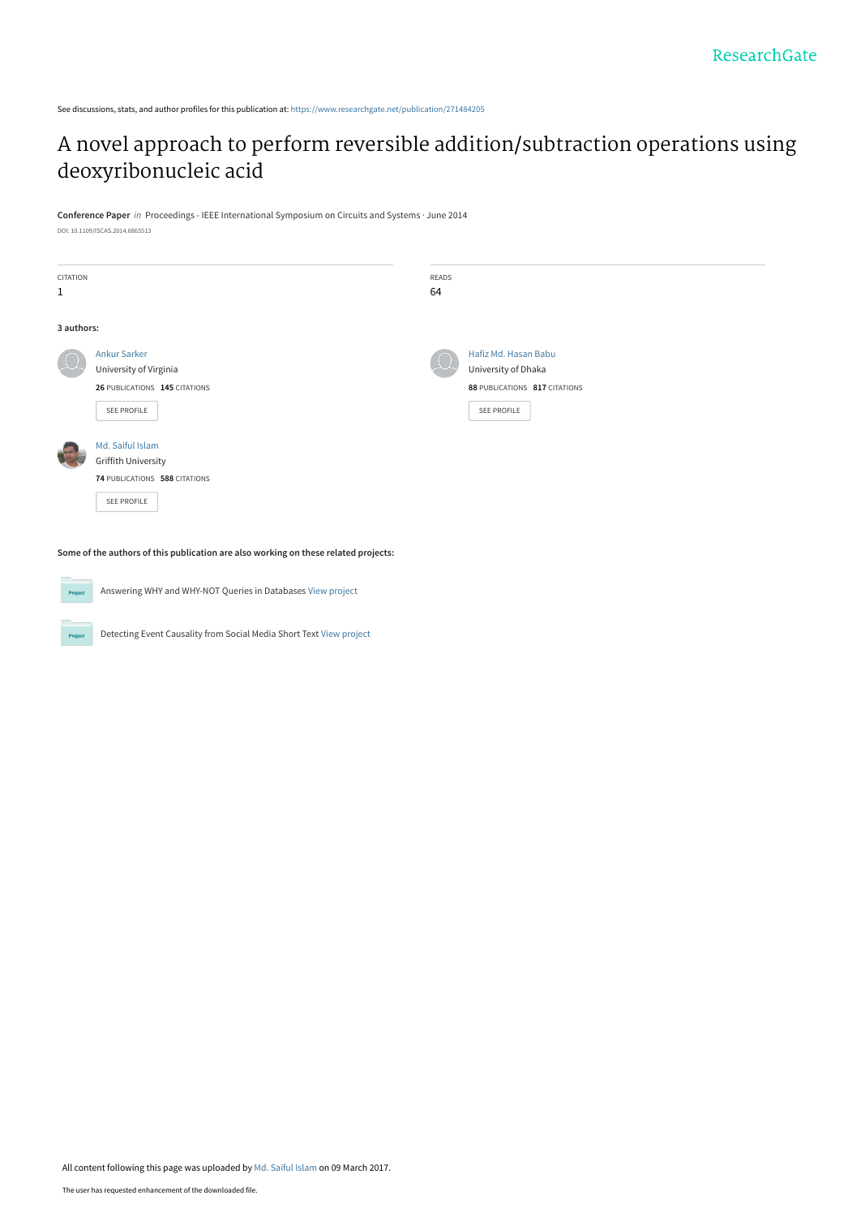See discussions, stats, and author profiles for this publication at: https://www.researchgate.net/publication/271484205

# A novel approach to perform reversible addition/subtraction operations using deoxyribonucleic acid

**Conference Paper** *in* Proceedings - IEEE International Symposium on Circuits and Systems · June 2014

DOI: 10.1109/ISCAS.2014.6865513

| CITATION | READS |
| --- | --- |
| 1 | 64 |

**3 authors:**

**Ankur Sarker**
University of Virginia
**26** PUBLICATIONS **145** CITATIONS
SEE PROFILE

**Hafiz Md. Hasan Babu**
University of Dhaka
**88** PUBLICATIONS **817** CITATIONS
SEE PROFILE

**Md. Saiful Islam**
Griffith University
**74** PUBLICATIONS **588** CITATIONS
SEE PROFILE

**Some of the authors of this publication are also working on these related projects:**

Answering WHY and WHY-NOT Queries in Databases View project

Detecting Event Causality from Social Media Short Text View project

All content following this page was uploaded by Md. Saiful Islam on 09 March 2017.

The user has requested enhancement of the downloaded file.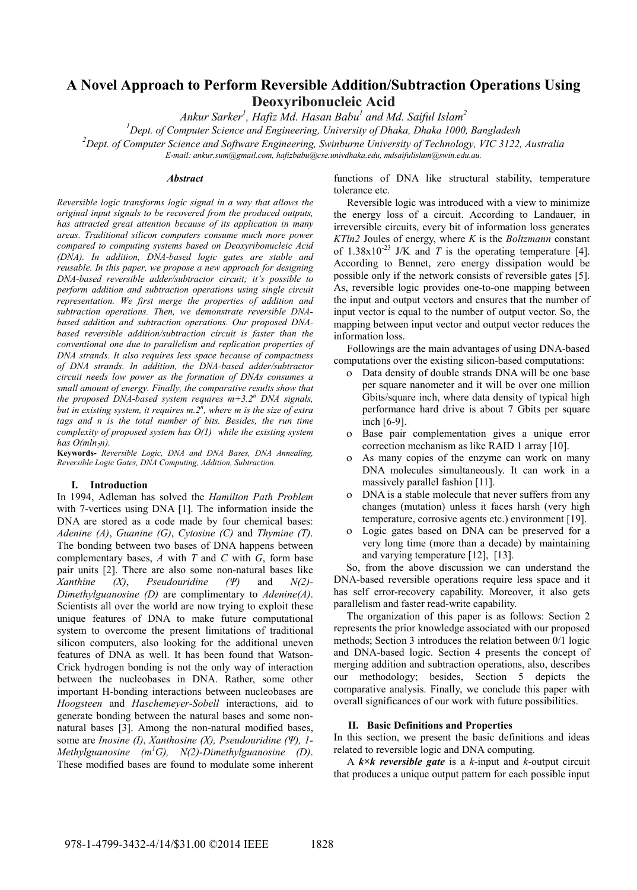# A Novel Approach to Perform Reversible Addition/Subtraction Operations Using Deoxyribonucleic Acid

*Ankur Sarker[1], Hafiz Md. Hasan Babu[1] and Md. Saiful Islam[2]*

[1]Dept. of Computer Science and Engineering, University of Dhaka, Dhaka 1000, Bangladesh

[2]Dept. of Computer Science and Software Engineering, Swinburne University of Technology, VIC 3122, Australia

*E-mail: ankur.sum@gmail.com, hafizbabu@cse.univdhaka.edu, mdsaifulislam@swin.edu.au.*

### *Abstract*

*Reversible logic transforms logic signal in a way that allows the original input signals to be recovered from the produced outputs, has attracted great attention because of its application in many areas. Traditional silicon computers consume much more power compared to computing systems based on Deoxyribonucleic Acid (DNA). In addition, DNA-based logic gates are stable and reusable. In this paper, we propose a new approach for designing DNA-based reversible adder/subtractor circuit; it's possible to perform addition and subtraction operations using single circuit representation. We first merge the properties of addition and subtraction operations. Then, we demonstrate reversible DNA-based addition and subtraction operations. Our proposed DNA-based reversible addition/subtraction circuit is faster than the conventional one due to parallelism and replication properties of DNA strands. It also requires less space because of compactness of DNA strands. In addition, the DNA-based adder/subtractor circuit needs low power as the formation of DNAs consumes a small amount of energy. Finally, the comparative results show that the proposed DNA-based system requires $m+3.2^n$ DNA signals, but in existing system, it requires $m.2^n$, where m is the size of extra tags and n is the total number of bits. Besides, the run time complexity of proposed system has O(1) while the existing system has $O(mln_2n)$.*

**Keywords-** *Reversible Logic, DNA and DNA Bases, DNA Annealing, Reversible Logic Gates, DNA Computing, Addition, Subtraction.*

## I. Introduction

In 1994, Adleman has solved the *Hamilton Path Problem* with 7-vertices using DNA [1]. The information inside the DNA are stored as a code made by four chemical bases: *Adenine (A)*, *Guanine (G)*, *Cytosine (C)* and *Thymine (T)*. The bonding between two bases of DNA happens between complementary bases, *A* with *T* and *C* with *G*, form base pair units [2]. There are also some non-natural bases like *Xanthine (X)*, *Pseudouridine (Ψ)* and *N(2)-Dimethylguanosine (D)* are complimentary to *Adenine(A)*. Scientists all over the world are now trying to exploit these unique features of DNA to make future computational system to overcome the present limitations of traditional silicon computers, also looking for the additional uneven features of DNA as well. It has been found that Watson-Crick hydrogen bonding is not the only way of interaction between the nucleobases in DNA. Rather, some other important H-bonding interactions between nucleobases are *Hoogsteen* and *Haschemeyer-Sobell* interactions, aid to generate bonding between the natural bases and some non-natural bases [3]. Among the non-natural modified bases, some are *Inosine (I)*, *Xanthosine (X), Pseudouridine (Ψ), 1-Methylguanosine ($m^1G$), N(2)-Dimethylguanosine (D)*. These modified bases are found to modulate some inherent functions of DNA like structural stability, temperature tolerance etc.

Reversible logic was introduced with a view to minimize the energy loss of a circuit. According to Landauer, in irreversible circuits, every bit of information loss generates *KTln2* Joules of energy, where *K* is the *Boltzmann* constant of $1.38\times10^{-23}$ J/K and *T* is the operating temperature [4]. According to Bennet, zero energy dissipation would be possible only if the network consists of reversible gates [5]. As, reversible logic provides one-to-one mapping between the input and output vectors and ensures that the number of input vector is equal to the number of output vector. So, the mapping between input vector and output vector reduces the information loss.

Followings are the main advantages of using DNA-based computations over the existing silicon-based computations:

- Data density of double strands DNA will be one base per square nanometer and it will be over one million Gbits/square inch, where data density of typical high performance hard drive is about 7 Gbits per square inch [6-9].
- Base pair complementation gives a unique error correction mechanism as like RAID 1 array [10].
- As many copies of the enzyme can work on many DNA molecules simultaneously. It can work in a massively parallel fashion [11].
- DNA is a stable molecule that never suffers from any changes (mutation) unless it faces harsh (very high temperature, corrosive agents etc.) environment [19].
- Logic gates based on DNA can be preserved for a very long time (more than a decade) by maintaining and varying temperature [12], [13].

So, from the above discussion we can understand the DNA-based reversible operations require less space and it has self error-recovery capability. Moreover, it also gets parallelism and faster read-write capability.

The organization of this paper is as follows: Section 2 represents the prior knowledge associated with our proposed methods; Section 3 introduces the relation between 0/1 logic and DNA-based logic. Section 4 presents the concept of merging addition and subtraction operations, also, describes our methodology; besides, Section 5 depicts the comparative analysis. Finally, we conclude this paper with overall significances of our work with future possibilities.

## II. Basic Definitions and Properties

In this section, we present the basic definitions and ideas related to reversible logic and DNA computing.

A ***k×k reversible gate*** is a *k*-input and *k*-output circuit that produces a unique output pattern for each possible input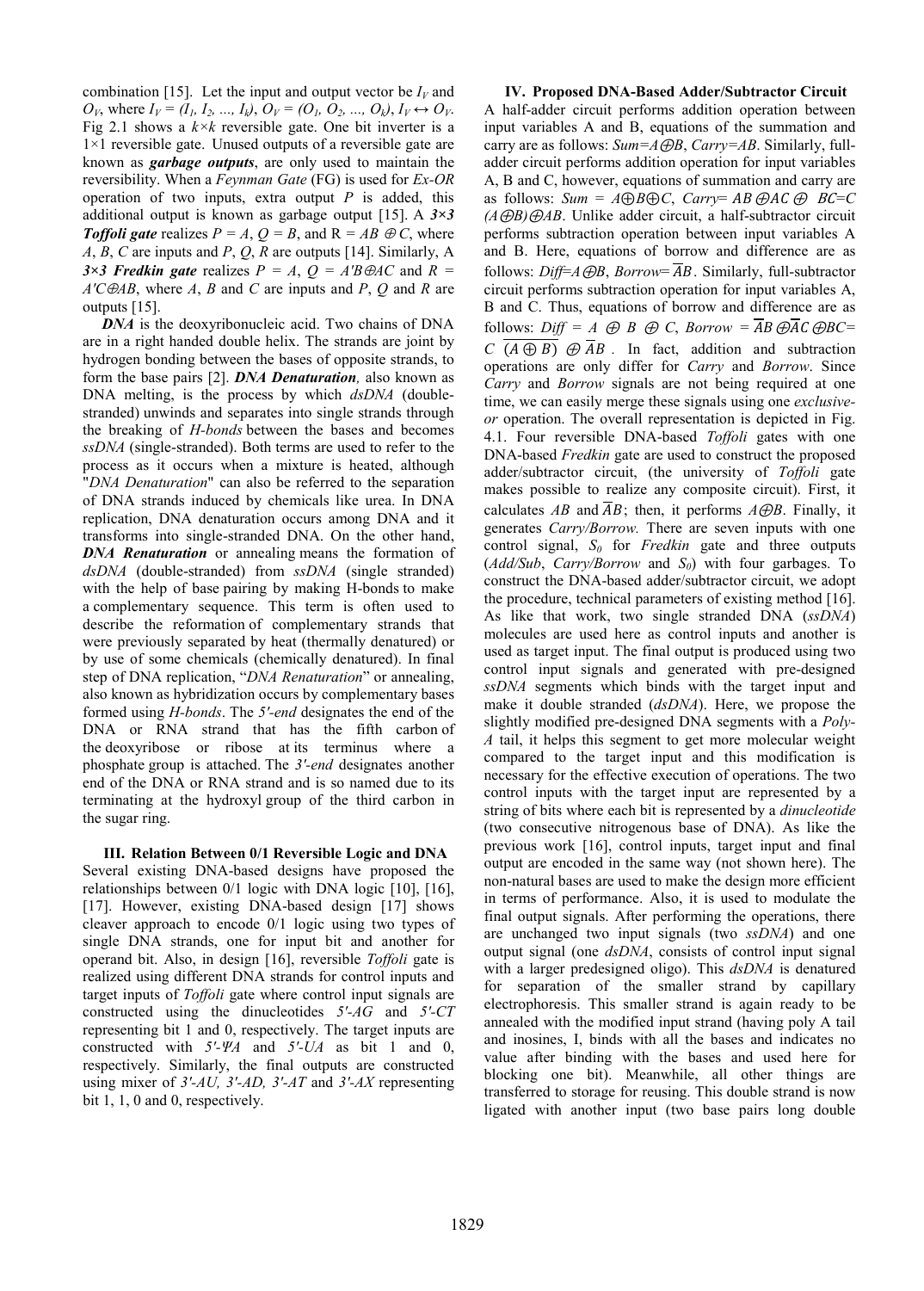combination [15]. Let the input and output vector be $I_V$ and $O_V$, where $I_V = (I_1, I_2, \ldots, I_k)$, $O_V = (O_1, O_2, \ldots, O_k)$, $I_V \leftrightarrow O_V$. Fig 2.1 shows a $k\times k$ reversible gate. One bit inverter is a 1×1 reversible gate. Unused outputs of a reversible gate are known as ***garbage outputs***, are only used to maintain the reversibility. When a *Feynman Gate* (FG) is used for *Ex-OR* operation of two inputs, extra output *P* is added, this additional output is known as garbage output [15]. A ***3×3 Toffoli gate*** realizes $P = A$, $Q = B$, and $R = AB \oplus C$, where *A*, *B*, *C* are inputs and *P*, *Q*, *R* are outputs [14]. Similarly, A ***3×3 Fredkin gate*** realizes $P = A$, $Q = A'B \oplus AC$ and $R = A'C \oplus AB$, where *A*, *B* and *C* are inputs and *P*, *Q* and *R* are outputs [15].

***DNA*** is the deoxyribonucleic acid. Two chains of DNA are in a right handed double helix. The strands are joint by hydrogen bonding between the bases of opposite strands, to form the base pairs [2]. ***DNA Denaturation,*** also known as DNA melting, is the process by which *dsDNA* (double-stranded) unwinds and separates into single strands through the breaking of *H-bonds* between the bases and becomes *ssDNA* (single-stranded). Both terms are used to refer to the process as it occurs when a mixture is heated, although "*DNA Denaturation*" can also be referred to the separation of DNA strands induced by chemicals like urea. In DNA replication, DNA denaturation occurs among DNA and it transforms into single-stranded DNA. On the other hand, ***DNA Renaturation*** or annealing means the formation of *dsDNA* (double-stranded) from *ssDNA* (single stranded) with the help of base pairing by making H-bonds to make a complementary sequence. This term is often used to describe the reformation of complementary strands that were previously separated by heat (thermally denatured) or by use of some chemicals (chemically denatured). In final step of DNA replication, "*DNA Renaturation*" or annealing, also known as hybridization occurs by complementary bases formed using *H-bonds*. The *5′-end* designates the end of the DNA or RNA strand that has the fifth carbon of the deoxyribose or ribose at its terminus where a phosphate group is attached. The *3′-end* designates another end of the DNA or RNA strand and is so named due to its terminating at the hydroxyl group of the third carbon in the sugar ring.

## III. Relation Between 0/1 Reversible Logic and DNA

Several existing DNA-based designs have proposed the relationships between 0/1 logic with DNA logic [10], [16], [17]. However, existing DNA-based design [17] shows cleaver approach to encode 0/1 logic using two types of single DNA strands, one for input bit and another for operand bit. Also, in design [16], reversible *Toffoli* gate is realized using different DNA strands for control inputs and target inputs of *Toffoli* gate where control input signals are constructed using the dinucleotides *5′-AG* and *5′-CT* representing bit 1 and 0, respectively. The target inputs are constructed with *5′-ΨA* and *5′-UA* as bit 1 and 0, respectively. Similarly, the final outputs are constructed using mixer of *3′-AU, 3′-AD, 3′-AT* and *3′-AX* representing bit 1, 1, 0 and 0, respectively.

## IV. Proposed DNA-Based Adder/Subtractor Circuit

A half-adder circuit performs addition operation between input variables A and B, equations of the summation and carry are as follows: $Sum = A \oplus B$, $Carry = AB$. Similarly, full-adder circuit performs addition operation for input variables A, B and C, however, equations of summation and carry are as follows: $Sum = A \oplus B \oplus C$, $Carry = AB \oplus AC \oplus BC = C(A \oplus B) \oplus AB$. Unlike adder circuit, a half-subtractor circuit performs subtraction operation between input variables A and B. Here, equations of borrow and difference are as follows: $Diff = A \oplus B$, $Borrow = \overline{A}B$. Similarly, full-subtractor circuit performs subtraction operation for input variables A, B and C. Thus, equations of borrow and difference are as follows: $Diff = A \oplus B \oplus C$, $Borrow = \overline{A}B \oplus \overline{A}C \oplus BC = C\,\overline{(A \oplus B)} \oplus \overline{A}B$. In fact, addition and subtraction operations are only differ for *Carry* and *Borrow*. Since *Carry* and *Borrow* signals are not being required at one time, we can easily merge these signals using one *exclusive-or* operation. The overall representation is depicted in Fig. 4.1. Four reversible DNA-based *Toffoli* gates with one DNA-based *Fredkin* gate are used to construct the proposed adder/subtractor circuit, (the university of *Toffoli* gate makes possible to realize any composite circuit). First, it calculates $AB$ and $\overline{A}B$; then, it performs $A \oplus B$. Finally, it generates *Carry/Borrow.* There are seven inputs with one control signal, $S_0$ for *Fredkin* gate and three outputs (*Add/Sub*, *Carry/Borrow* and $S_0$) with four garbages. To construct the DNA-based adder/subtractor circuit, we adopt the procedure, technical parameters of existing method [16]. As like that work, two single stranded DNA (*ssDNA*) molecules are used here as control inputs and another is used as target input. The final output is produced using two control input signals and generated with pre-designed *ssDNA* segments which binds with the target input and make it double stranded (*dsDNA*). Here, we propose the slightly modified pre-designed DNA segments with a *Poly-A* tail, it helps this segment to get more molecular weight compared to the target input and this modification is necessary for the effective execution of operations. The two control inputs with the target input are represented by a string of bits where each bit is represented by a *dinucleotide* (two consecutive nitrogenous base of DNA). As like the previous work [16], control inputs, target input and final output are encoded in the same way (not shown here). The non-natural bases are used to make the design more efficient in terms of performance. Also, it is used to modulate the final output signals. After performing the operations, there are unchanged two input signals (two *ssDNA*) and one output signal (one *dsDNA*, consists of control input signal with a larger predesigned oligo). This *dsDNA* is denatured for separation of the smaller strand by capillary electrophoresis. This smaller strand is again ready to be annealed with the modified input strand (having poly A tail and inosines, I, binds with all the bases and indicates no value after binding with the bases and used here for blocking one bit). Meanwhile, all other things are transferred to storage for reusing. This double strand is now ligated with another input (two base pairs long double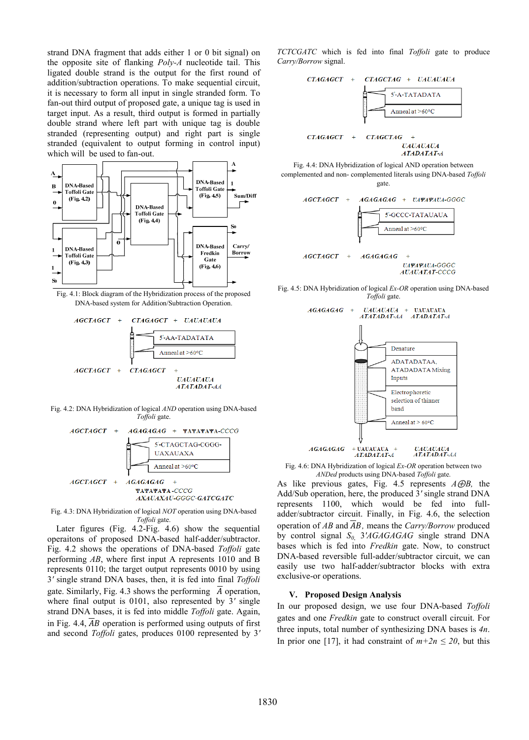strand DNA fragment that adds either 1 or 0 bit signal) on the opposite site of flanking *Poly-A* nucleotide tail. This ligated double strand is the output for the first round of addition/subtraction operations. To make sequential circuit, it is necessary to form all input in single stranded form. To fan-out third output of proposed gate, a unique tag is used in target input. As a result, third output is formed in partially double strand where left part with unique tag is double stranded (representing output) and right part is single stranded (equivalent to output forming in control input) which will be used to fan-out.

Fig. 4.1: Block diagram of the Hybridization process of the proposed DNA-based system for Addition/Subtraction Operation.

Fig. 4.2: DNA Hybridization of logical *AND* operation using DNA-based *Toffoli* gate.

Fig. 4.3: DNA Hybridization of logical *NOT* operation using DNA-based *Toffoli* gate.

Later figures (Fig. 4.2-Fig. 4.6) show the sequential operaitons of proposed DNA-based half-adder/subtractor. Fig. 4.2 shows the operations of DNA-based *Toffoli* gate performing *AB*, where first input A represents 1010 and B represents 0110; the target output represents 0010 by using 3′ single strand DNA bases, then, it is fed into final *Toffoli* gate. Similarly, Fig. 4.3 shows the performing $\bar{A}$ operation, where final output is 0101, also represented by 3′ single strand DNA bases, it is fed into middle *Toffoli* gate. Again, in Fig. 4.4, $\bar{A}B$ operation is performed using outputs of first and second *Toffoli* gates, produces 0100 represented by 3′ *TCTCGATC* which is fed into final *Toffoli* gate to produce *Carry/Borrow* signal.

Fig. 4.4: DNA Hybridization of logical AND operation between complemented and non- complemented literals using DNA-based *Toffoli* gate.

Fig. 4.5: DNA Hybridization of logical *Ex-OR* operation using DNA-based *Toffoli* gate.

Fig. 4.6: DNA Hybridization of logical *Ex-OR* operation between two *ANDed* products using DNA-based *Toffoli* gate.

As like previous gates, Fig. 4.5 represents $A \oplus B$, the Add/Sub operation, here, the produced 3′ single strand DNA represents 1100, which would be fed into full-adder/subtractor circuit. Finally, in Fig. 4.6, the selection operation of *AB* and $\bar{A}B$, means the *Carry/Borrow* produced by control signal $S_0$, 3′*AGAGAGAG* single strand DNA bases which is fed into *Fredkin* gate. Now, to construct DNA-based reversible full-adder/subtractor circuit, we can easily use two half-adder/subtractor blocks with extra exclusive-or operations.

## V. Proposed Design Analysis

In our proposed design, we use four DNA-based *Toffoli* gates and one *Fredkin* gate to construct overall circuit. For three inputs, total number of synthesizing DNA bases is *4n*. In prior one [17], it had constraint of $m+2n \leq 20$, but this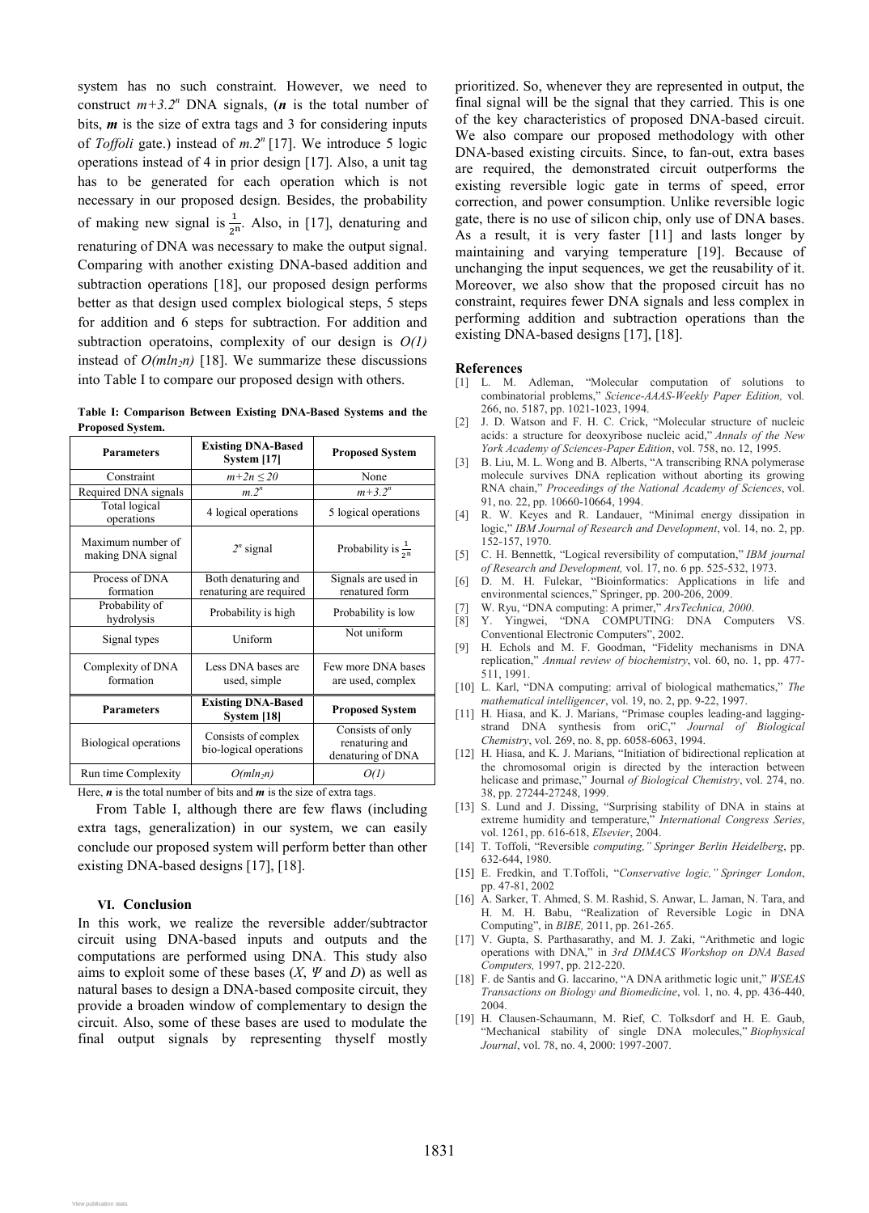system has no such constraint. However, we need to construct $m+3.2^n$ DNA signals, (***n*** is the total number of bits, ***m*** is the size of extra tags and 3 for considering inputs of *Toffoli* gate.) instead of $m.2^n$ [17]. We introduce 5 logic operations instead of 4 in prior design [17]. Also, a unit tag has to be generated for each operation which is not necessary in our proposed design. Besides, the probability of making new signal is $\frac{1}{2^n}$. Also, in [17], denaturing and renaturing of DNA was necessary to make the output signal. Comparing with another existing DNA-based addition and subtraction operations [18], our proposed design performs better as that design used complex biological steps, 5 steps for addition and 6 steps for subtraction. For addition and subtraction operatoins, complexity of our design is $O(1)$ instead of $O(mln_2n)$ [18]. We summarize these discussions into Table I to compare our proposed design with others.

**Table I: Comparison Between Existing DNA-Based Systems and the Proposed System.**

| Parameters | Existing DNA-Based System [17] | Proposed System |
|---|---|---|
| Constraint | $m+2n \leq 20$ | None |
| Required DNA signals | $m.2^n$ | $m+3.2^n$ |
| Total logical operations | 4 logical operations | 5 logical operations |
| Maximum number of making DNA signal | $2^n$ signal | Probability is $\frac{1}{2^n}$ |
| Process of DNA formation | Both denaturing and renaturing are required | Signals are used in renatured form |
| Probability of hydrolysis | Probability is high | Probability is low |
| Signal types | Uniform | Not uniform |
| Complexity of DNA formation | Less DNA bases are used, simple | Few more DNA bases are used, complex |
| **Parameters** | **Existing DNA-Based System [18]** | **Proposed System** |
| Biological operations | Consists of complex bio-logical operations | Consists of only renaturing and denaturing of DNA |
| Run time Complexity | $O(mln_2n)$ | $O(1)$ |

Here, ***n*** is the total number of bits and ***m*** is the size of extra tags.

From Table I, although there are few flaws (including extra tags, generalization) in our system, we can easily conclude our proposed system will perform better than other existing DNA-based designs [17], [18].

## VI. Conclusion

In this work, we realize the reversible adder/subtractor circuit using DNA-based inputs and outputs and the computations are performed using DNA. This study also aims to exploit some of these bases ($X$, $\Psi$ and $D$) as well as natural bases to design a DNA-based composite circuit, they provide a broaden window of complementary to design the circuit. Also, some of these bases are used to modulate the final output signals by representing thyself mostly prioritized. So, whenever they are represented in output, the final signal will be the signal that they carried. This is one of the key characteristics of proposed DNA-based circuit. We also compare our proposed methodology with other DNA-based existing circuits. Since, to fan-out, extra bases are required, the demonstrated circuit outperforms the existing reversible logic gate in terms of speed, error correction, and power consumption. Unlike reversible logic gate, there is no use of silicon chip, only use of DNA bases. As a result, it is very faster [11] and lasts longer by maintaining and varying temperature [19]. Because of unchanging the input sequences, we get the reusability of it. Moreover, we also show that the proposed circuit has no constraint, requires fewer DNA signals and less complex in performing addition and subtraction operations than the existing DNA-based designs [17], [18].

## References

[1] L. M. Adleman, "Molecular computation of solutions to combinatorial problems," *Science-AAAS-Weekly Paper Edition,* vol. 266, no. 5187, pp. 1021-1023, 1994.

[2] J. D. Watson and F. H. C. Crick, "Molecular structure of nucleic acids: a structure for deoxyribose nucleic acid," *Annals of the New York Academy of Sciences-Paper Edition*, vol. 758, no. 12, 1995.

[3] B. Liu, M. L. Wong and B. Alberts, "A transcribing RNA polymerase molecule survives DNA replication without aborting its growing RNA chain," *Proceedings of the National Academy of Sciences*, vol. 91, no. 22, pp. 10660-10664, 1994.

[4] R. W. Keyes and R. Landauer, "Minimal energy dissipation in logic," *IBM Journal of Research and Development*, vol. 14, no. 2, pp. 152-157, 1970.

[5] C. H. Bennettk, "Logical reversibility of computation," *IBM journal of Research and Development,* vol. 17, no. 6 pp. 525-532, 1973.

[6] D. M. H. Fulekar, "Bioinformatics: Applications in life and environmental sciences," Springer, pp. 200-206, 2009.

[7] W. Ryu, "DNA computing: A primer," *ArsTechnica, 2000*.

[8] Y. Yingwei, "DNA COMPUTING: DNA Computers VS. Conventional Electronic Computers", 2002.

[9] H. Echols and M. F. Goodman, "Fidelity mechanisms in DNA replication," *Annual review of biochemistry*, vol. 60, no. 1, pp. 477-511, 1991.

[10] L. Karl, "DNA computing: arrival of biological mathematics," *The mathematical intelligencer*, vol. 19, no. 2, pp. 9-22, 1997.

[11] H. Hiasa, and K. J. Marians, "Primase couples leading-and lagging-strand DNA synthesis from oriC," *Journal of Biological Chemistry*, vol. 269, no. 8, pp. 6058-6063, 1994.

[12] H. Hiasa, and K. J. Marians, "Initiation of bidirectional replication at the chromosomal origin is directed by the interaction between helicase and primase," Journal *of Biological Chemistry*, vol. 274, no. 38, pp. 27244-27248, 1999.

[13] S. Lund and J. Dissing, "Surprising stability of DNA in stains at extreme humidity and temperature," *International Congress Series*, vol. 1261, pp. 616-618, *Elsevier*, 2004.

[14] T. Toffoli, "Reversible *computing," Springer Berlin Heidelberg*, pp. 632-644, 1980.

[15] E. Fredkin, and T.Toffoli, "*Conservative logic," Springer London*, pp. 47-81, 2002

[16] A. Sarker, T. Ahmed, S. M. Rashid, S. Anwar, L. Jaman, N. Tara, and H. M. H. Babu, "Realization of Reversible Logic in DNA Computing", in *BIBE,* 2011, pp. 261-265.

[17] V. Gupta, S. Parthasarathy, and M. J. Zaki, "Arithmetic and logic operations with DNA," in *3rd DIMACS Workshop on DNA Based Computers,* 1997, pp. 212-220.

[18] F. de Santis and G. Iaccarino, "A DNA arithmetic logic unit," *WSEAS Transactions on Biology and Biomedicine*, vol. 1, no. 4, pp. 436-440, 2004.

[19] H. Clausen-Schaumann, M. Rief, C. Tolksdorf and H. E. Gaub, "Mechanical stability of single DNA molecules," *Biophysical Journal*, vol. 78, no. 4, 2000: 1997-2007.